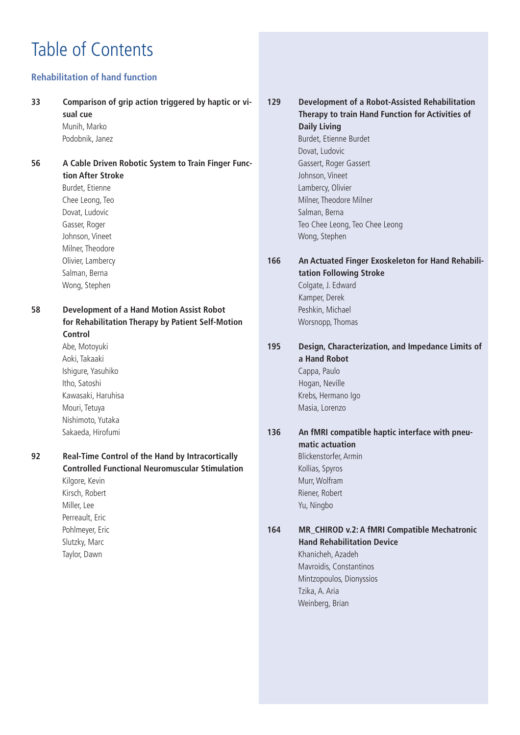# Table of Contents

## Rehabilitation of hand function

**33** **Comparison of grip action triggered by haptic or visual cue**
Munih, Marko
Podobnik, Janez

**56** **A Cable Driven Robotic System to Train Finger Function After Stroke**
Burdet, Etienne
Chee Leong, Teo
Dovat, Ludovic
Gasser, Roger
Johnson, Vineet
Milner, Theodore
Olivier, Lambercy
Salman, Berna
Wong, Stephen

**58** **Development of a Hand Motion Assist Robot for Rehabilitation Therapy by Patient Self-Motion Control**
Abe, Motoyuki
Aoki, Takaaki
Ishigure, Yasuhiko
Itho, Satoshi
Kawasaki, Haruhisa
Mouri, Tetuya
Nishimoto, Yutaka
Sakaeda, Hirofumi

**92** **Real-Time Control of the Hand by Intracortically Controlled Functional Neuromuscular Stimulation**
Kilgore, Kevin
Kirsch, Robert
Miller, Lee
Perreault, Eric
Pohlmeyer, Eric
Slutzky, Marc
Taylor, Dawn

**129** **Development of a Robot-Assisted Rehabilitation Therapy to train Hand Function for Activities of Daily Living**
Burdet, Etienne Burdet
Dovat, Ludovic
Gassert, Roger Gassert
Johnson, Vineet
Lambercy, Olivier
Milner, Theodore Milner
Salman, Berna
Teo Chee Leong, Teo Chee Leong
Wong, Stephen

**166** **An Actuated Finger Exoskeleton for Hand Rehabilitation Following Stroke**
Colgate, J. Edward
Kamper, Derek
Peshkin, Michael
Worsnopp, Thomas

**195** **Design, Characterization, and Impedance Limits of a Hand Robot**
Cappa, Paulo
Hogan, Neville
Krebs, Hermano Igo
Masia, Lorenzo

**136** **An fMRI compatible haptic interface with pneumatic actuation**
Blickenstorfer, Armin
Kollias, Spyros
Murr, Wolfram
Riener, Robert
Yu, Ningbo

**164** **MR_CHIROD v.2: A fMRI Compatible Mechatronic Hand Rehabilitation Device**
Khanicheh, Azadeh
Mavroidis, Constantinos
Mintzopoulos, Dionyssios
Tzika, A. Aria
Weinberg, Brian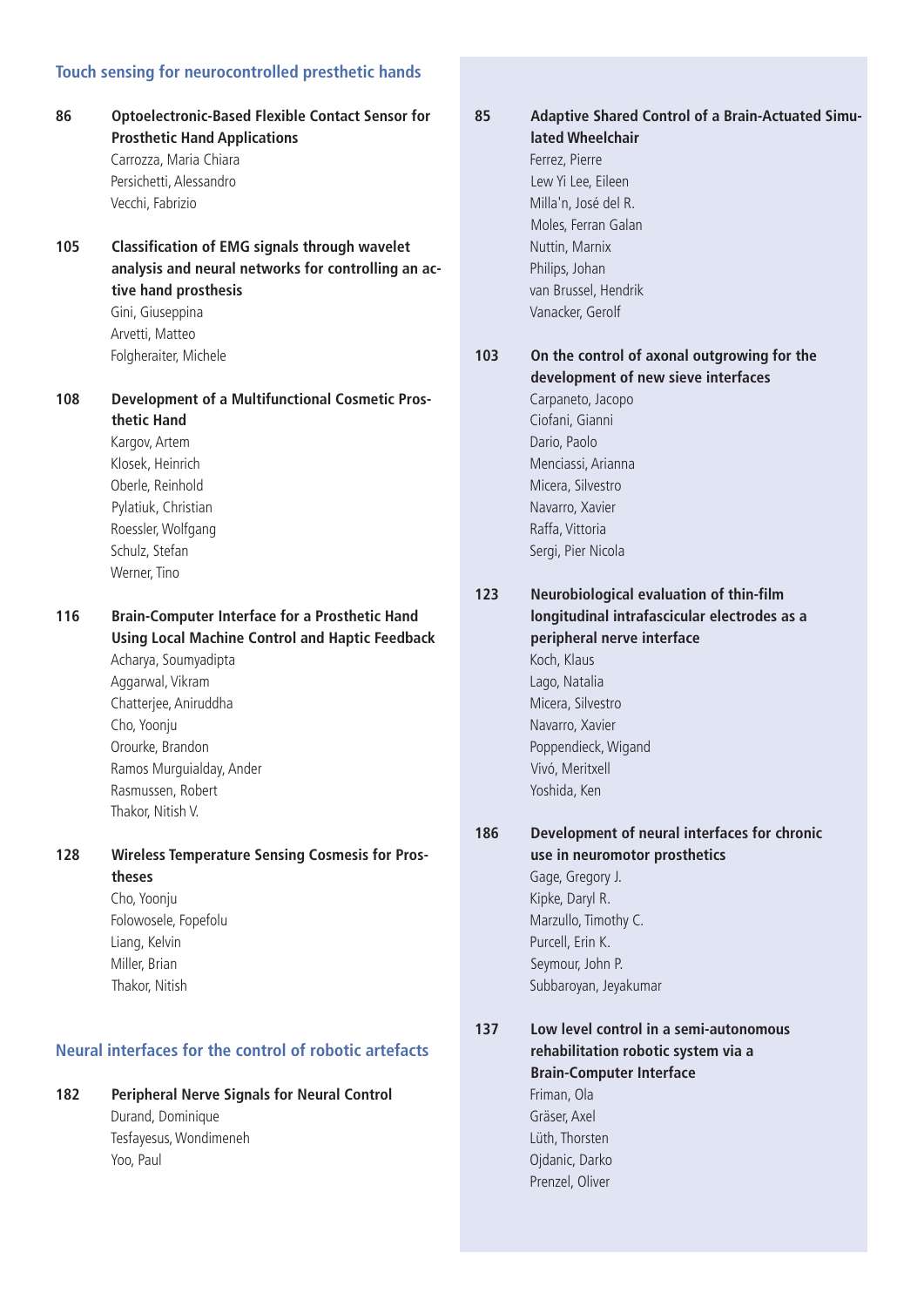## Touch sensing for neurocontrolled presthetic hands

**86** **Optoelectronic-Based Flexible Contact Sensor for Prosthetic Hand Applications**
Carrozza, Maria Chiara
Persichetti, Alessandro
Vecchi, Fabrizio

**105** **Classification of EMG signals through wavelet analysis and neural networks for controlling an active hand prosthesis**
Gini, Giuseppina
Arvetti, Matteo
Folgheraiter, Michele

**108** **Development of a Multifunctional Cosmetic Prosthetic Hand**
Kargov, Artem
Klosek, Heinrich
Oberle, Reinhold
Pylatiuk, Christian
Roessler, Wolfgang
Schulz, Stefan
Werner, Tino

**116** **Brain-Computer Interface for a Prosthetic Hand Using Local Machine Control and Haptic Feedback**
Acharya, Soumyadipta
Aggarwal, Vikram
Chatterjee, Aniruddha
Cho, Yoonju
Orourke, Brandon
Ramos Murguialday, Ander
Rasmussen, Robert
Thakor, Nitish V.

**128** **Wireless Temperature Sensing Cosmesis for Prostheses**
Cho, Yoonju
Folowosele, Fopefolu
Liang, Kelvin
Miller, Brian
Thakor, Nitish

## Neural interfaces for the control of robotic artefacts

**182** **Peripheral Nerve Signals for Neural Control**
Durand, Dominique
Tesfayesus, Wondimeneh
Yoo, Paul

**85** **Adaptive Shared Control of a Brain-Actuated Simulated Wheelchair**
Ferrez, Pierre
Lew Yi Lee, Eileen
Milla'n, José del R.
Moles, Ferran Galan
Nuttin, Marnix
Philips, Johan
van Brussel, Hendrik
Vanacker, Gerolf

**103** **On the control of axonal outgrowing for the development of new sieve interfaces**
Carpaneto, Jacopo
Ciofani, Gianni
Dario, Paolo
Menciassi, Arianna
Micera, Silvestro
Navarro, Xavier
Raffa, Vittoria
Sergi, Pier Nicola

**123** **Neurobiological evaluation of thin-film longitudinal intrafascicular electrodes as a peripheral nerve interface**
Koch, Klaus
Lago, Natalia
Micera, Silvestro
Navarro, Xavier
Poppendieck, Wigand
Vivó, Meritxell
Yoshida, Ken

**186** **Development of neural interfaces for chronic use in neuromotor prosthetics**
Gage, Gregory J.
Kipke, Daryl R.
Marzullo, Timothy C.
Purcell, Erin K.
Seymour, John P.
Subbaroyan, Jeyakumar

**137** **Low level control in a semi-autonomous rehabilitation robotic system via a Brain-Computer Interface**
Friman, Ola
Gräser, Axel
Lüth, Thorsten
Ojdanic, Darko
Prenzel, Oliver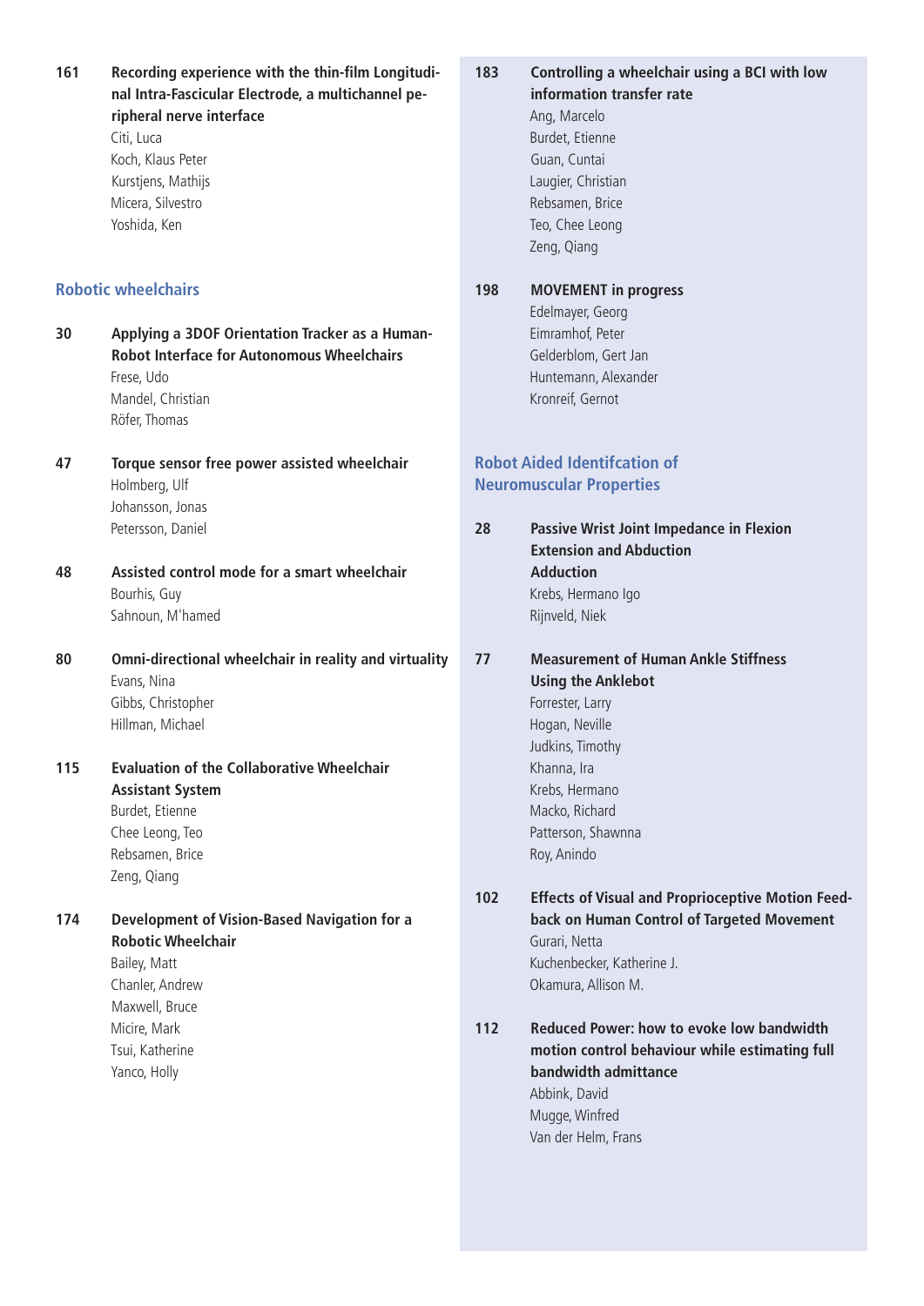**161** **Recording experience with the thin-film Longitudinal Intra-Fascicular Electrode, a multichannel peripheral nerve interface**
Citi, Luca
Koch, Klaus Peter
Kurstjens, Mathijs
Micera, Silvestro
Yoshida, Ken

## Robotic wheelchairs

**30** **Applying a 3DOF Orientation Tracker as a Human-Robot Interface for Autonomous Wheelchairs**
Frese, Udo
Mandel, Christian
Röfer, Thomas

**47** **Torque sensor free power assisted wheelchair**
Holmberg, Ulf
Johansson, Jonas
Petersson, Daniel

**48** **Assisted control mode for a smart wheelchair**
Bourhis, Guy
Sahnoun, M'hamed

**80** **Omni-directional wheelchair in reality and virtuality**
Evans, Nina
Gibbs, Christopher
Hillman, Michael

**115** **Evaluation of the Collaborative Wheelchair Assistant System**
Burdet, Etienne
Chee Leong, Teo
Rebsamen, Brice
Zeng, Qiang

**174** **Development of Vision-Based Navigation for a Robotic Wheelchair**
Bailey, Matt
Chanler, Andrew
Maxwell, Bruce
Micire, Mark
Tsui, Katherine
Yanco, Holly

**183** **Controlling a wheelchair using a BCI with low information transfer rate**
Ang, Marcelo
Burdet, Etienne
Guan, Cuntai
Laugier, Christian
Rebsamen, Brice
Teo, Chee Leong
Zeng, Qiang

**198** **MOVEMENT in progress**
Edelmayer, Georg
Eimramhof, Peter
Gelderblom, Gert Jan
Huntemann, Alexander
Kronreif, Gernot

## Robot Aided Identifcation of Neuromuscular Properties

**28** **Passive Wrist Joint Impedance in Flexion Extension and Abduction Adduction**
Krebs, Hermano Igo
Rijnveld, Niek

**77** **Measurement of Human Ankle Stiffness Using the Anklebot**
Forrester, Larry
Hogan, Neville
Judkins, Timothy
Khanna, Ira
Krebs, Hermano
Macko, Richard
Patterson, Shawnna
Roy, Anindo

**102** **Effects of Visual and Proprioceptive Motion Feedback on Human Control of Targeted Movement**
Gurari, Netta
Kuchenbecker, Katherine J.
Okamura, Allison M.

**112** **Reduced Power: how to evoke low bandwidth motion control behaviour while estimating full bandwidth admittance**
Abbink, David
Mugge, Winfred
Van der Helm, Frans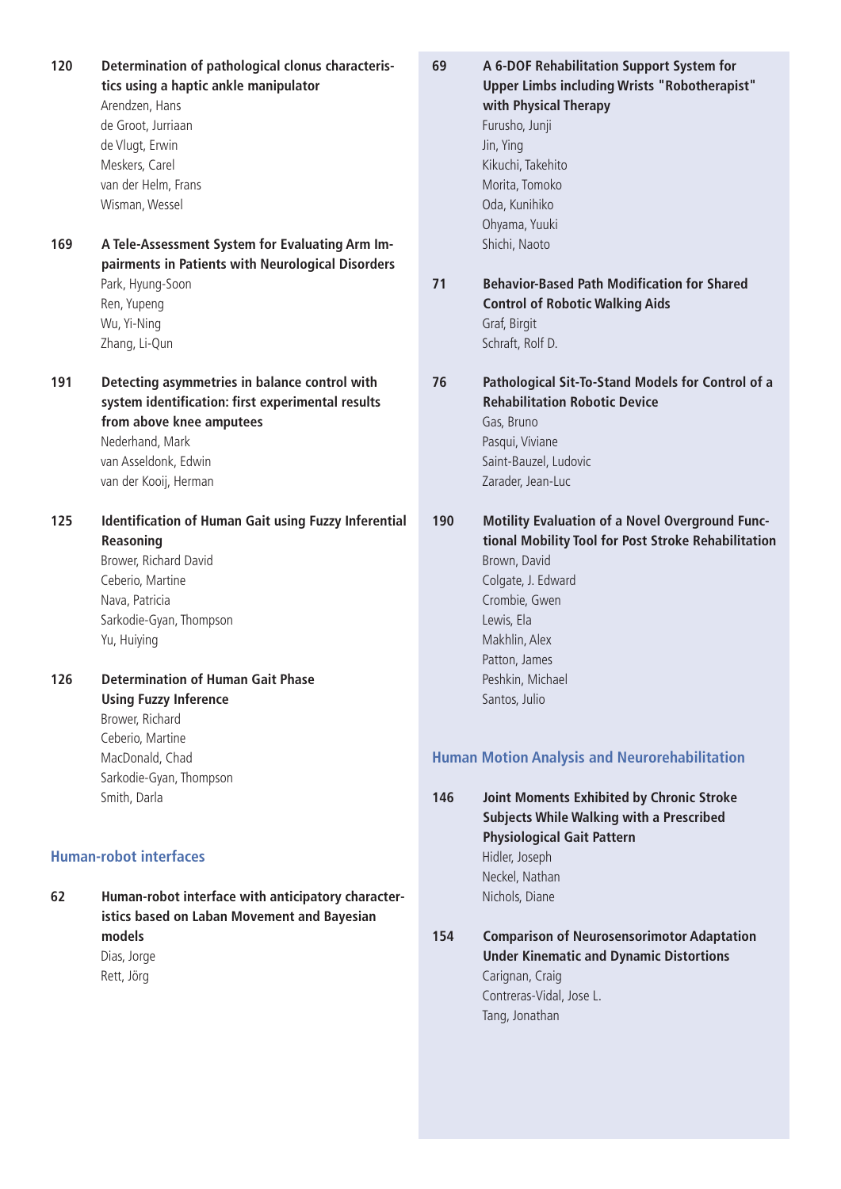**120** **Determination of pathological clonus characteristics using a haptic ankle manipulator**
Arendzen, Hans
de Groot, Jurriaan
de Vlugt, Erwin
Meskers, Carel
van der Helm, Frans
Wisman, Wessel

**169** **A Tele-Assessment System for Evaluating Arm Impairments in Patients with Neurological Disorders**
Park, Hyung-Soon
Ren, Yupeng
Wu, Yi-Ning
Zhang, Li-Qun

**191** **Detecting asymmetries in balance control with system identification: first experimental results from above knee amputees**
Nederhand, Mark
van Asseldonk, Edwin
van der Kooij, Herman

**125** **Identification of Human Gait using Fuzzy Inferential Reasoning**
Brower, Richard David
Ceberio, Martine
Nava, Patricia
Sarkodie-Gyan, Thompson
Yu, Huiying

**126** **Determination of Human Gait Phase Using Fuzzy Inference**
Brower, Richard
Ceberio, Martine
MacDonald, Chad
Sarkodie-Gyan, Thompson
Smith, Darla

### Human-robot interfaces

**62** **Human-robot interface with anticipatory characteristics based on Laban Movement and Bayesian models**
Dias, Jorge
Rett, Jörg

**69** **A 6-DOF Rehabilitation Support System for Upper Limbs including Wrists "Robotherapist" with Physical Therapy**
Furusho, Junji
Jin, Ying
Kikuchi, Takehito
Morita, Tomoko
Oda, Kunihiko
Ohyama, Yuuki
Shichi, Naoto

**71** **Behavior-Based Path Modification for Shared Control of Robotic Walking Aids**
Graf, Birgit
Schraft, Rolf D.

**76** **Pathological Sit-To-Stand Models for Control of a Rehabilitation Robotic Device**
Gas, Bruno
Pasqui, Viviane
Saint-Bauzel, Ludovic
Zarader, Jean-Luc

**190** **Motility Evaluation of a Novel Overground Functional Mobility Tool for Post Stroke Rehabilitation**
Brown, David
Colgate, J. Edward
Crombie, Gwen
Lewis, Ela
Makhlin, Alex
Patton, James
Peshkin, Michael
Santos, Julio

### Human Motion Analysis and Neurorehabilitation

**146** **Joint Moments Exhibited by Chronic Stroke Subjects While Walking with a Prescribed Physiological Gait Pattern**
Hidler, Joseph
Neckel, Nathan
Nichols, Diane

**154** **Comparison of Neurosensorimotor Adaptation Under Kinematic and Dynamic Distortions**
Carignan, Craig
Contreras-Vidal, Jose L.
Tang, Jonathan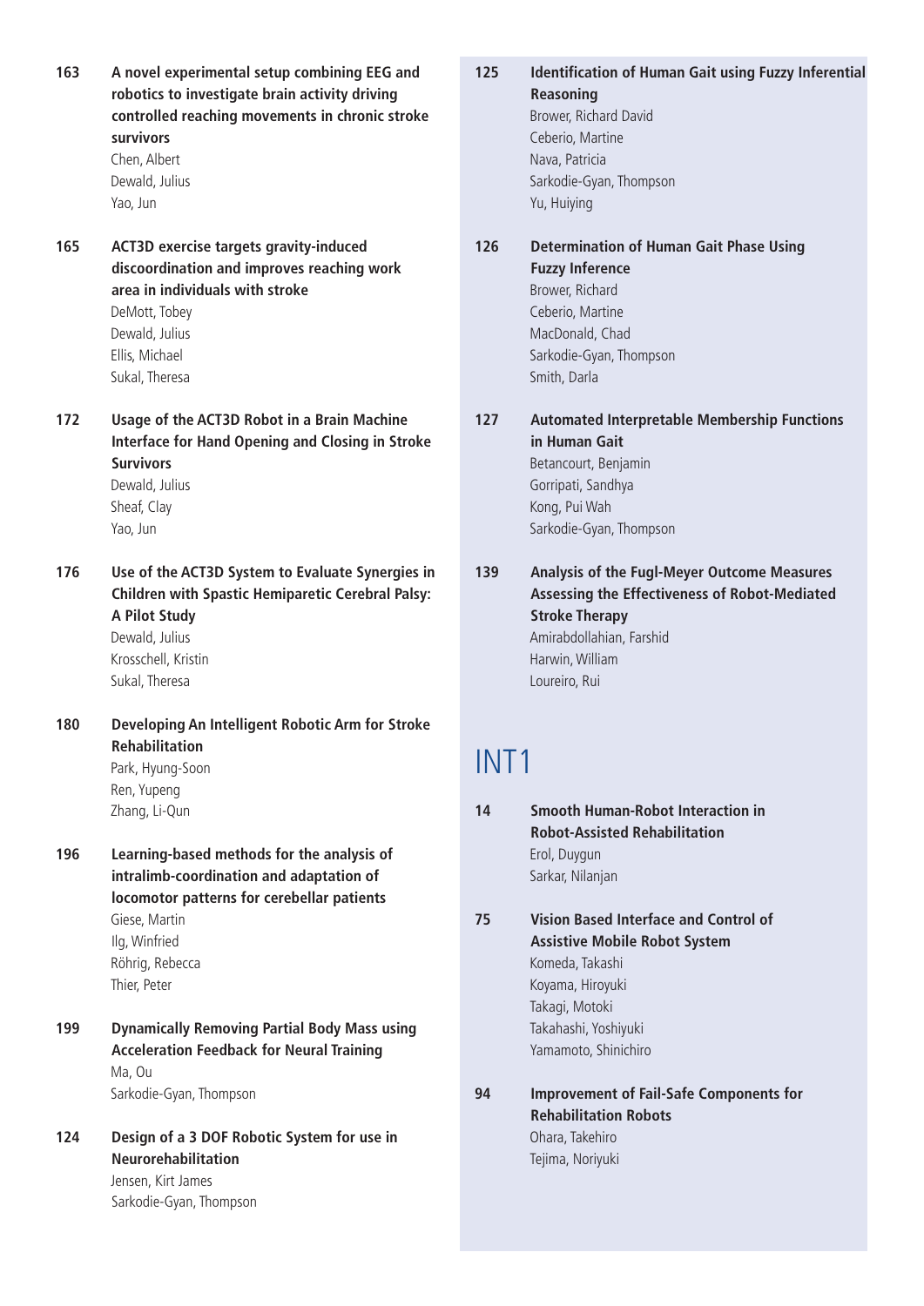**163 A novel experimental setup combining EEG and robotics to investigate brain activity driving controlled reaching movements in chronic stroke survivors**
Chen, Albert
Dewald, Julius
Yao, Jun

**165 ACT3D exercise targets gravity-induced discoordination and improves reaching work area in individuals with stroke**
DeMott, Tobey
Dewald, Julius
Ellis, Michael
Sukal, Theresa

**172 Usage of the ACT3D Robot in a Brain Machine Interface for Hand Opening and Closing in Stroke Survivors**
Dewald, Julius
Sheaf, Clay
Yao, Jun

**176 Use of the ACT3D System to Evaluate Synergies in Children with Spastic Hemiparetic Cerebral Palsy: A Pilot Study**
Dewald, Julius
Krosschell, Kristin
Sukal, Theresa

**180 Developing An Intelligent Robotic Arm for Stroke Rehabilitation**
Park, Hyung-Soon
Ren, Yupeng
Zhang, Li-Qun

**196 Learning-based methods for the analysis of intralimb-coordination and adaptation of locomotor patterns for cerebellar patients**
Giese, Martin
Ilg, Winfried
Röhrig, Rebecca
Thier, Peter

**199 Dynamically Removing Partial Body Mass using Acceleration Feedback for Neural Training**
Ma, Ou
Sarkodie-Gyan, Thompson

**124 Design of a 3 DOF Robotic System for use in Neurorehabilitation**
Jensen, Kirt James
Sarkodie-Gyan, Thompson

**125 Identification of Human Gait using Fuzzy Inferential Reasoning**
Brower, Richard David
Ceberio, Martine
Nava, Patricia
Sarkodie-Gyan, Thompson
Yu, Huiying

**126 Determination of Human Gait Phase Using Fuzzy Inference**
Brower, Richard
Ceberio, Martine
MacDonald, Chad
Sarkodie-Gyan, Thompson
Smith, Darla

**127 Automated Interpretable Membership Functions in Human Gait**
Betancourt, Benjamin
Gorripati, Sandhya
Kong, Pui Wah
Sarkodie-Gyan, Thompson

**139 Analysis of the Fugl-Meyer Outcome Measures Assessing the Effectiveness of Robot-Mediated Stroke Therapy**
Amirabdollahian, Farshid
Harwin, William
Loureiro, Rui

# INT1

**14 Smooth Human-Robot Interaction in Robot-Assisted Rehabilitation**
Erol, Duygun
Sarkar, Nilanjan

**75 Vision Based Interface and Control of Assistive Mobile Robot System**
Komeda, Takashi
Koyama, Hiroyuki
Takagi, Motoki
Takahashi, Yoshiyuki
Yamamoto, Shinichiro

**94 Improvement of Fail-Safe Components for Rehabilitation Robots**
Ohara, Takehiro
Tejima, Noriyuki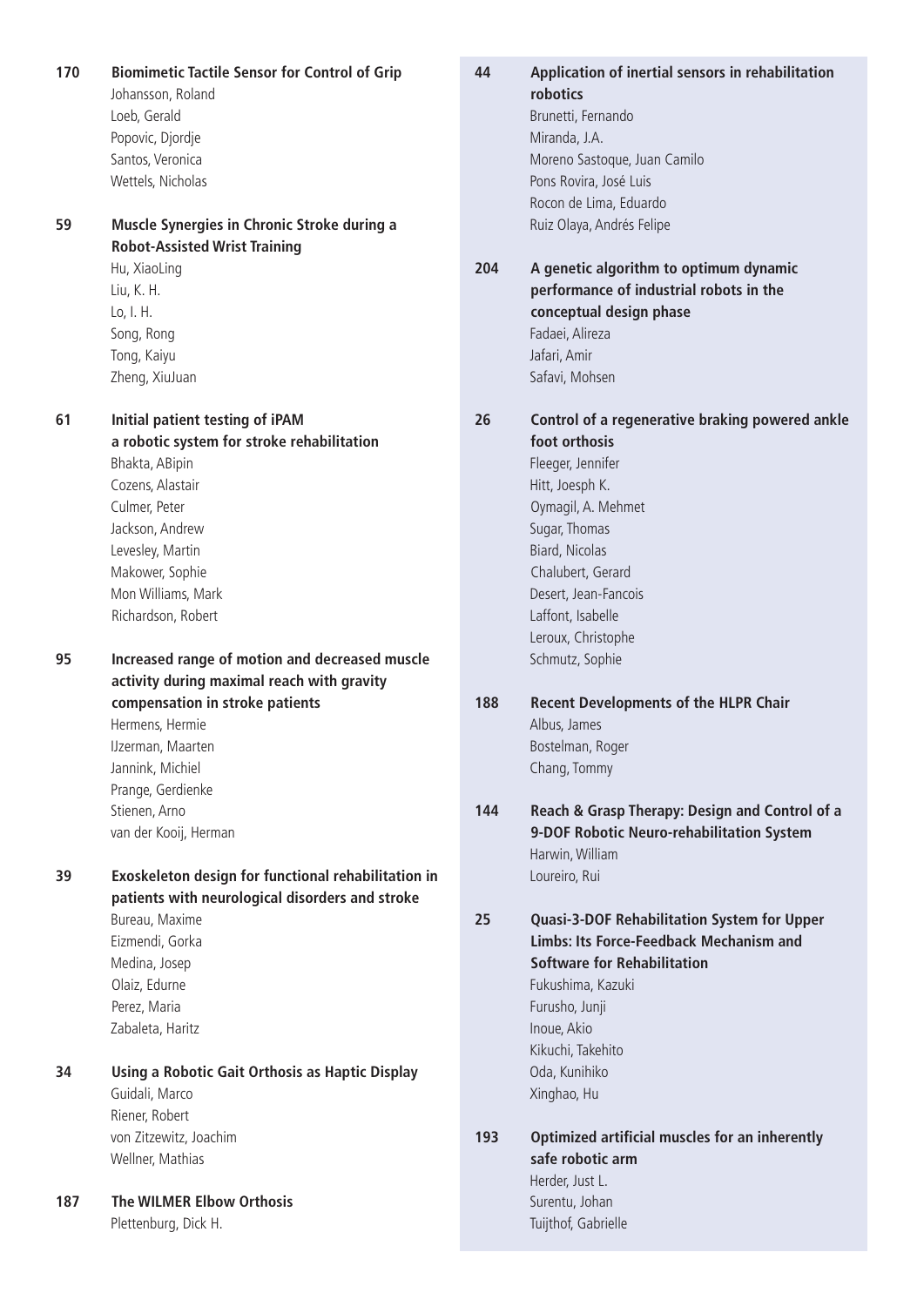**170 Biomimetic Tactile Sensor for Control of Grip**
Johansson, Roland
Loeb, Gerald
Popovic, Djordje
Santos, Veronica
Wettels, Nicholas

**59 Muscle Synergies in Chronic Stroke during a Robot-Assisted Wrist Training**
Hu, XiaoLing
Liu, K. H.
Lo, I. H.
Song, Rong
Tong, Kaiyu
Zheng, XiuJuan

**61 Initial patient testing of iPAM a robotic system for stroke rehabilitation**
Bhakta, ABipin
Cozens, Alastair
Culmer, Peter
Jackson, Andrew
Levesley, Martin
Makower, Sophie
Mon Williams, Mark
Richardson, Robert

**95 Increased range of motion and decreased muscle activity during maximal reach with gravity compensation in stroke patients**
Hermens, Hermie
IJzerman, Maarten
Jannink, Michiel
Prange, Gerdienke
Stienen, Arno
van der Kooij, Herman

**39 Exoskeleton design for functional rehabilitation in patients with neurological disorders and stroke**
Bureau, Maxime
Eizmendi, Gorka
Medina, Josep
Olaiz, Edurne
Perez, Maria
Zabaleta, Haritz

**34 Using a Robotic Gait Orthosis as Haptic Display**
Guidali, Marco
Riener, Robert
von Zitzewitz, Joachim
Wellner, Mathias

**187 The WILMER Elbow Orthosis**
Plettenburg, Dick H.

**44 Application of inertial sensors in rehabilitation robotics**
Brunetti, Fernando
Miranda, J.A.
Moreno Sastoque, Juan Camilo
Pons Rovira, José Luis
Rocon de Lima, Eduardo
Ruiz Olaya, Andrés Felipe

**204 A genetic algorithm to optimum dynamic performance of industrial robots in the conceptual design phase**
Fadaei, Alireza
Jafari, Amir
Safavi, Mohsen

**26 Control of a regenerative braking powered ankle foot orthosis**
Fleeger, Jennifer
Hitt, Joesph K.
Oymagil, A. Mehmet
Sugar, Thomas
Biard, Nicolas
Chalubert, Gerard
Desert, Jean-Fancois
Laffont, Isabelle
Leroux, Christophe
Schmutz, Sophie

**188 Recent Developments of the HLPR Chair**
Albus, James
Bostelman, Roger
Chang, Tommy

**144 Reach & Grasp Therapy: Design and Control of a 9-DOF Robotic Neuro-rehabilitation System**
Harwin, William
Loureiro, Rui

**25 Quasi-3-DOF Rehabilitation System for Upper Limbs: Its Force-Feedback Mechanism and Software for Rehabilitation**
Fukushima, Kazuki
Furusho, Junji
Inoue, Akio
Kikuchi, Takehito
Oda, Kunihiko
Xinghao, Hu

**193 Optimized artificial muscles for an inherently safe robotic arm**
Herder, Just L.
Surentu, Johan
Tuijthof, Gabrielle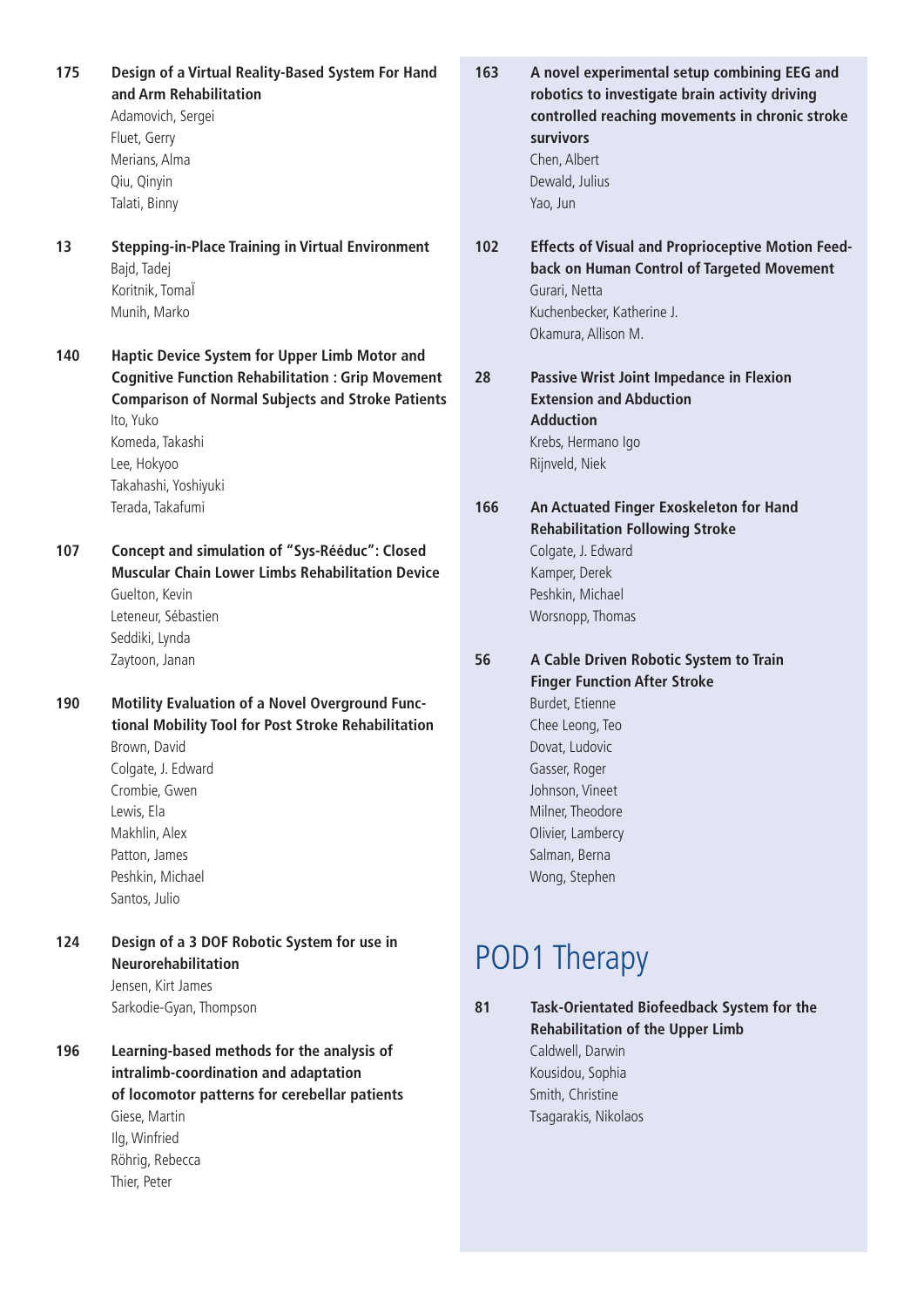**175 Design of a Virtual Reality-Based System For Hand and Arm Rehabilitation**
Adamovich, Sergei
Fluet, Gerry
Merians, Alma
Qiu, Qinyin
Talati, Binny

**13 Stepping-in-Place Training in Virtual Environment**
Bajd, Tadej
Koritnik, TomaÏ
Munih, Marko

**140 Haptic Device System for Upper Limb Motor and Cognitive Function Rehabilitation : Grip Movement Comparison of Normal Subjects and Stroke Patients**
Ito, Yuko
Komeda, Takashi
Lee, Hokyoo
Takahashi, Yoshiyuki
Terada, Takafumi

**107 Concept and simulation of "Sys-Rééduc": Closed Muscular Chain Lower Limbs Rehabilitation Device**
Guelton, Kevin
Leteneur, Sébastien
Seddiki, Lynda
Zaytoon, Janan

**190 Motility Evaluation of a Novel Overground Functional Mobility Tool for Post Stroke Rehabilitation**
Brown, David
Colgate, J. Edward
Crombie, Gwen
Lewis, Ela
Makhlin, Alex
Patton, James
Peshkin, Michael
Santos, Julio

**124 Design of a 3 DOF Robotic System for use in Neurorehabilitation**
Jensen, Kirt James
Sarkodie-Gyan, Thompson

**196 Learning-based methods for the analysis of intralimb-coordination and adaptation of locomotor patterns for cerebellar patients**
Giese, Martin
Ilg, Winfried
Röhrig, Rebecca
Thier, Peter

**163 A novel experimental setup combining EEG and robotics to investigate brain activity driving controlled reaching movements in chronic stroke survivors**
Chen, Albert
Dewald, Julius
Yao, Jun

**102 Effects of Visual and Proprioceptive Motion Feedback on Human Control of Targeted Movement**
Gurari, Netta
Kuchenbecker, Katherine J.
Okamura, Allison M.

**28 Passive Wrist Joint Impedance in Flexion Extension and Abduction Adduction**
Krebs, Hermano Igo
Rijnveld, Niek

**166 An Actuated Finger Exoskeleton for Hand Rehabilitation Following Stroke**
Colgate, J. Edward
Kamper, Derek
Peshkin, Michael
Worsnopp, Thomas

**56 A Cable Driven Robotic System to Train Finger Function After Stroke**
Burdet, Etienne
Chee Leong, Teo
Dovat, Ludovic
Gasser, Roger
Johnson, Vineet
Milner, Theodore
Olivier, Lambercy
Salman, Berna
Wong, Stephen

# POD1 Therapy

**81 Task-Orientated Biofeedback System for the Rehabilitation of the Upper Limb**
Caldwell, Darwin
Kousidou, Sophia
Smith, Christine
Tsagarakis, Nikolaos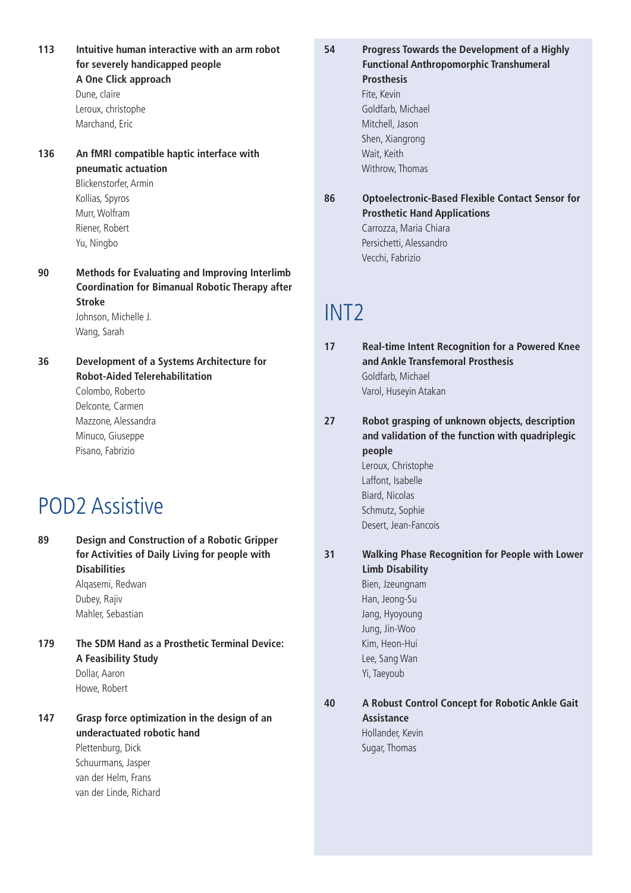**113** **Intuitive human interactive with an arm robot for severely handicapped people A One Click approach**
Dune, claire
Leroux, christophe
Marchand, Eric

**136** **An fMRI compatible haptic interface with pneumatic actuation**
Blickenstorfer, Armin
Kollias, Spyros
Murr, Wolfram
Riener, Robert
Yu, Ningbo

**90** **Methods for Evaluating and Improving Interlimb Coordination for Bimanual Robotic Therapy after Stroke**
Johnson, Michelle J.
Wang, Sarah

**36** **Development of a Systems Architecture for Robot-Aided Telerehabilitation**
Colombo, Roberto
Delconte, Carmen
Mazzone, Alessandra
Minuco, Giuseppe
Pisano, Fabrizio

# POD2 Assistive

**89** **Design and Construction of a Robotic Gripper for Activities of Daily Living for people with Disabilities**
Alqasemi, Redwan
Dubey, Rajiv
Mahler, Sebastian

**179** **The SDM Hand as a Prosthetic Terminal Device: A Feasibility Study**
Dollar, Aaron
Howe, Robert

**147** **Grasp force optimization in the design of an underactuated robotic hand**
Plettenburg, Dick
Schuurmans, Jasper
van der Helm, Frans
van der Linde, Richard

**54** **Progress Towards the Development of a Highly Functional Anthropomorphic Transhumeral Prosthesis**
Fite, Kevin
Goldfarb, Michael
Mitchell, Jason
Shen, Xiangrong
Wait, Keith
Withrow, Thomas

**86** **Optoelectronic-Based Flexible Contact Sensor for Prosthetic Hand Applications**
Carrozza, Maria Chiara
Persichetti, Alessandro
Vecchi, Fabrizio

# INT2

**17** **Real-time Intent Recognition for a Powered Knee and Ankle Transfemoral Prosthesis**
Goldfarb, Michael
Varol, Huseyin Atakan

**27** **Robot grasping of unknown objects, description and validation of the function with quadriplegic people**
Leroux, Christophe
Laffont, Isabelle
Biard, Nicolas
Schmutz, Sophie
Desert, Jean-Fancois

**31** **Walking Phase Recognition for People with Lower Limb Disability**
Bien, Jzeungnam
Han, Jeong-Su
Jang, Hyoyoung
Jung, Jin-Woo
Kim, Heon-Hui
Lee, Sang Wan
Yi, Taeyoub

**40** **A Robust Control Concept for Robotic Ankle Gait Assistance**
Hollander, Kevin
Sugar, Thomas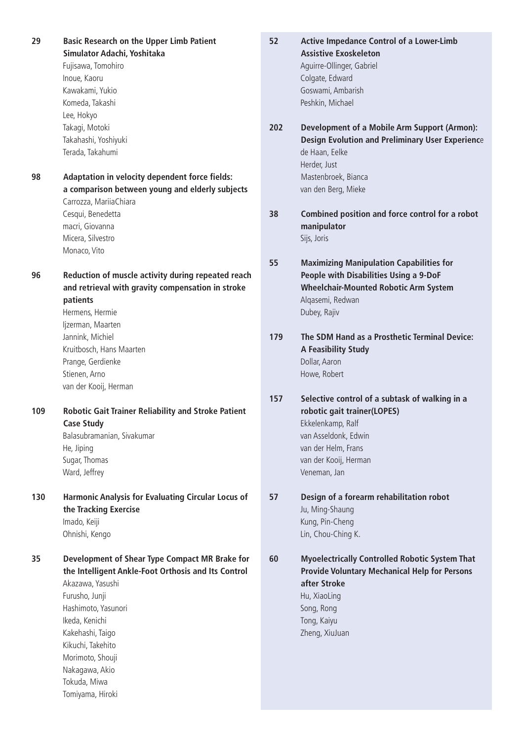**29 Basic Research on the Upper Limb Patient Simulator Adachi, Yoshitaka**

Fujisawa, Tomohiro
Inoue, Kaoru
Kawakami, Yukio
Komeda, Takashi
Lee, Hokyo
Takagi, Motoki
Takahashi, Yoshiyuki
Terada, Takahumi

**98 Adaptation in velocity dependent force fields: a comparison between young and elderly subjects**

Carrozza, MariiaChiara
Cesqui, Benedetta
macri, Giovanna
Micera, Silvestro
Monaco, Vito

**96 Reduction of muscle activity during repeated reach and retrieval with gravity compensation in stroke patients**

Hermens, Hermie
Ijzerman, Maarten
Jannink, Michiel
Kruitbosch, Hans Maarten
Prange, Gerdienke
Stienen, Arno
van der Kooij, Herman

**109 Robotic Gait Trainer Reliability and Stroke Patient Case Study**

Balasubramanian, Sivakumar
He, Jiping
Sugar, Thomas
Ward, Jeffrey

**130 Harmonic Analysis for Evaluating Circular Locus of the Tracking Exercise**

Imado, Keiji
Ohnishi, Kengo

**35 Development of Shear Type Compact MR Brake for the Intelligent Ankle-Foot Orthosis and Its Control**

Akazawa, Yasushi
Furusho, Junji
Hashimoto, Yasunori
Ikeda, Kenichi
Kakehashi, Taigo
Kikuchi, Takehito
Morimoto, Shouji
Nakagawa, Akio
Tokuda, Miwa
Tomiyama, Hiroki

**52 Active Impedance Control of a Lower-Limb Assistive Exoskeleton**

Aguirre-Ollinger, Gabriel
Colgate, Edward
Goswami, Ambarish
Peshkin, Michael

**202 Development of a Mobile Arm Support (Armon): Design Evolution and Preliminary User Experience**

de Haan, Eelke
Herder, Just
Mastenbroek, Bianca
van den Berg, Mieke

**38 Combined position and force control for a robot manipulator**

Sijs, Joris

**55 Maximizing Manipulation Capabilities for People with Disabilities Using a 9-DoF Wheelchair-Mounted Robotic Arm System**

Alqasemi, Redwan
Dubey, Rajiv

**179 The SDM Hand as a Prosthetic Terminal Device: A Feasibility Study**

Dollar, Aaron
Howe, Robert

**157 Selective control of a subtask of walking in a robotic gait trainer(LOPES)**

Ekkelenkamp, Ralf
van Asseldonk, Edwin
van der Helm, Frans
van der Kooij, Herman
Veneman, Jan

**57 Design of a forearm rehabilitation robot**

Ju, Ming-Shaung
Kung, Pin-Cheng
Lin, Chou-Ching K.

**60 Myoelectrically Controlled Robotic System That Provide Voluntary Mechanical Help for Persons after Stroke**

Hu, XiaoLing
Song, Rong
Tong, Kaiyu
Zheng, XiuJuan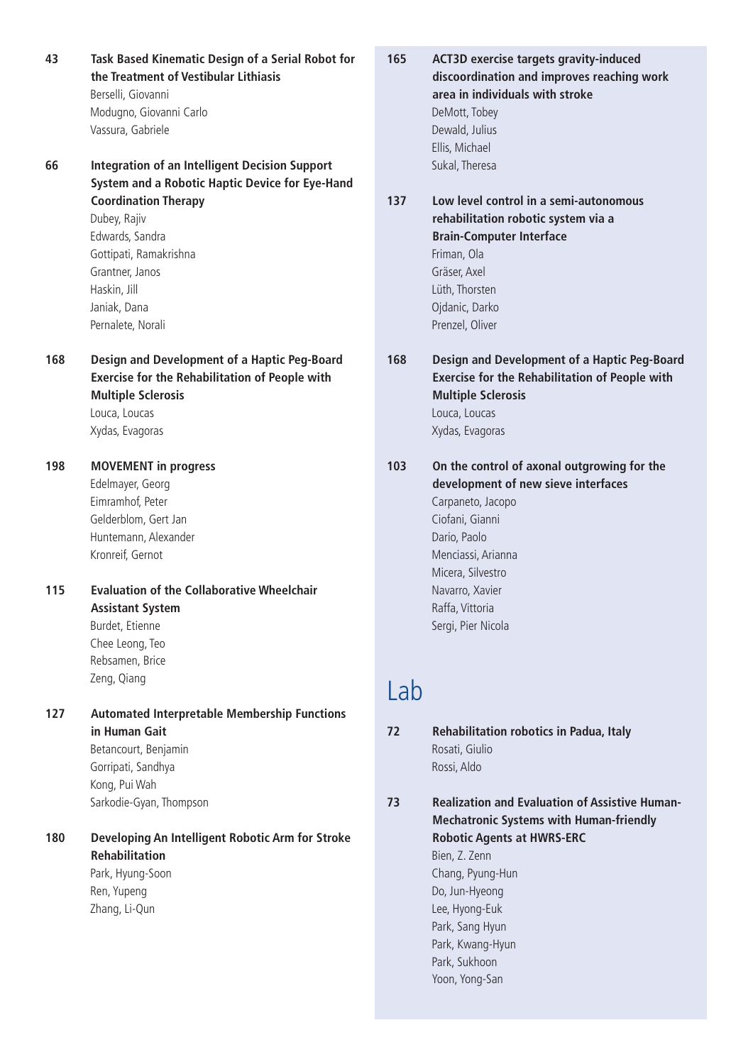**43** **Task Based Kinematic Design of a Serial Robot for the Treatment of Vestibular Lithiasis**
Berselli, Giovanni
Modugno, Giovanni Carlo
Vassura, Gabriele

**66** **Integration of an Intelligent Decision Support System and a Robotic Haptic Device for Eye-Hand Coordination Therapy**
Dubey, Rajiv
Edwards, Sandra
Gottipati, Ramakrishna
Grantner, Janos
Haskin, Jill
Janiak, Dana
Pernalete, Norali

**168** **Design and Development of a Haptic Peg-Board Exercise for the Rehabilitation of People with Multiple Sclerosis**
Louca, Loucas
Xydas, Evagoras

**198** **MOVEMENT in progress**
Edelmayer, Georg
Eimramhof, Peter
Gelderblom, Gert Jan
Huntemann, Alexander
Kronreif, Gernot

**115** **Evaluation of the Collaborative Wheelchair Assistant System**
Burdet, Etienne
Chee Leong, Teo
Rebsamen, Brice
Zeng, Qiang

**127** **Automated Interpretable Membership Functions in Human Gait**
Betancourt, Benjamin
Gorripati, Sandhya
Kong, Pui Wah
Sarkodie-Gyan, Thompson

**180** **Developing An Intelligent Robotic Arm for Stroke Rehabilitation**
Park, Hyung-Soon
Ren, Yupeng
Zhang, Li-Qun

**165** **ACT3D exercise targets gravity-induced discoordination and improves reaching work area in individuals with stroke**
DeMott, Tobey
Dewald, Julius
Ellis, Michael
Sukal, Theresa

**137** **Low level control in a semi-autonomous rehabilitation robotic system via a Brain-Computer Interface**
Friman, Ola
Gräser, Axel
Lüth, Thorsten
Ojdanic, Darko
Prenzel, Oliver

**168** **Design and Development of a Haptic Peg-Board Exercise for the Rehabilitation of People with Multiple Sclerosis**
Louca, Loucas
Xydas, Evagoras

**103** **On the control of axonal outgrowing for the development of new sieve interfaces**
Carpaneto, Jacopo
Ciofani, Gianni
Dario, Paolo
Menciassi, Arianna
Micera, Silvestro
Navarro, Xavier
Raffa, Vittoria
Sergi, Pier Nicola

# Lab

**72** **Rehabilitation robotics in Padua, Italy**
Rosati, Giulio
Rossi, Aldo

**73** **Realization and Evaluation of Assistive Human-Mechatronic Systems with Human-friendly Robotic Agents at HWRS-ERC**
Bien, Z. Zenn
Chang, Pyung-Hun
Do, Jun-Hyeong
Lee, Hyong-Euk
Park, Sang Hyun
Park, Kwang-Hyun
Park, Sukhoon
Yoon, Yong-San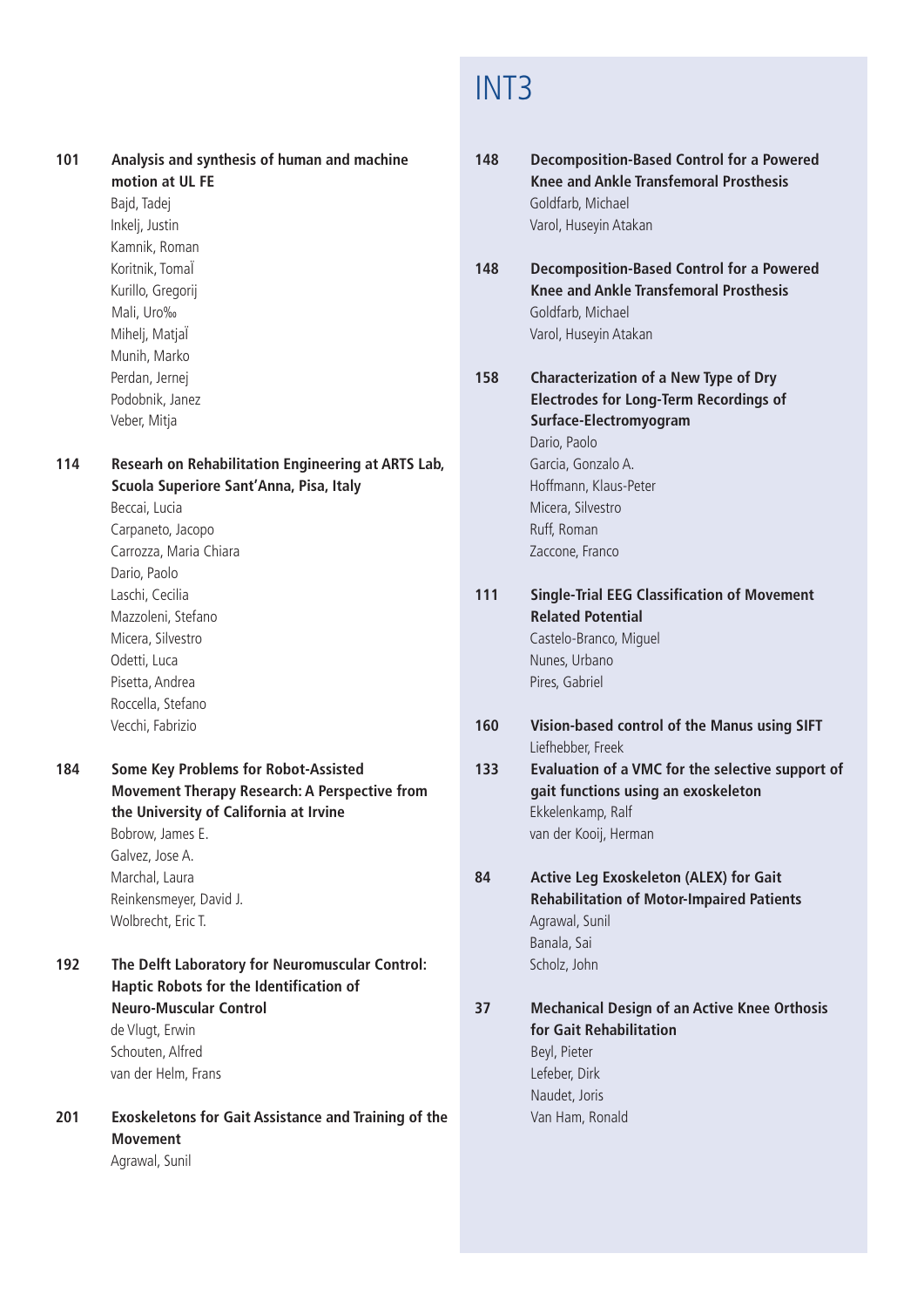**101** **Analysis and synthesis of human and machine motion at UL FE**
Bajd, Tadej
Inkelj, Justin
Kamnik, Roman
Koritnik, TomaÏ
Kurillo, Gregorij
Mali, Uro‰
Mihelj, MatjaÏ
Munih, Marko
Perdan, Jernej
Podobnik, Janez
Veber, Mitja

**114** **Researh on Rehabilitation Engineering at ARTS Lab, Scuola Superiore Sant'Anna, Pisa, Italy**
Beccai, Lucia
Carpaneto, Jacopo
Carrozza, Maria Chiara
Dario, Paolo
Laschi, Cecilia
Mazzoleni, Stefano
Micera, Silvestro
Odetti, Luca
Pisetta, Andrea
Roccella, Stefano
Vecchi, Fabrizio

**184** **Some Key Problems for Robot-Assisted Movement Therapy Research: A Perspective from the University of California at Irvine**
Bobrow, James E.
Galvez, Jose A.
Marchal, Laura
Reinkensmeyer, David J.
Wolbrecht, Eric T.

**192** **The Delft Laboratory for Neuromuscular Control: Haptic Robots for the Identification of Neuro-Muscular Control**
de Vlugt, Erwin
Schouten, Alfred
van der Helm, Frans

**201** **Exoskeletons for Gait Assistance and Training of the Movement**
Agrawal, Sunil

# INT3

**148** **Decomposition-Based Control for a Powered Knee and Ankle Transfemoral Prosthesis**
Goldfarb, Michael
Varol, Huseyin Atakan

**148** **Decomposition-Based Control for a Powered Knee and Ankle Transfemoral Prosthesis**
Goldfarb, Michael
Varol, Huseyin Atakan

**158** **Characterization of a New Type of Dry Electrodes for Long-Term Recordings of Surface-Electromyogram**
Dario, Paolo
Garcia, Gonzalo A.
Hoffmann, Klaus-Peter
Micera, Silvestro
Ruff, Roman
Zaccone, Franco

**111** **Single-Trial EEG Classification of Movement Related Potential**
Castelo-Branco, Miguel
Nunes, Urbano
Pires, Gabriel

**160** **Vision-based control of the Manus using SIFT**
Liefhebber, Freek

**133** **Evaluation of a VMC for the selective support of gait functions using an exoskeleton**
Ekkelenkamp, Ralf
van der Kooij, Herman

**84** **Active Leg Exoskeleton (ALEX) for Gait Rehabilitation of Motor-Impaired Patients**
Agrawal, Sunil
Banala, Sai
Scholz, John

**37** **Mechanical Design of an Active Knee Orthosis for Gait Rehabilitation**
Beyl, Pieter
Lefeber, Dirk
Naudet, Joris
Van Ham, Ronald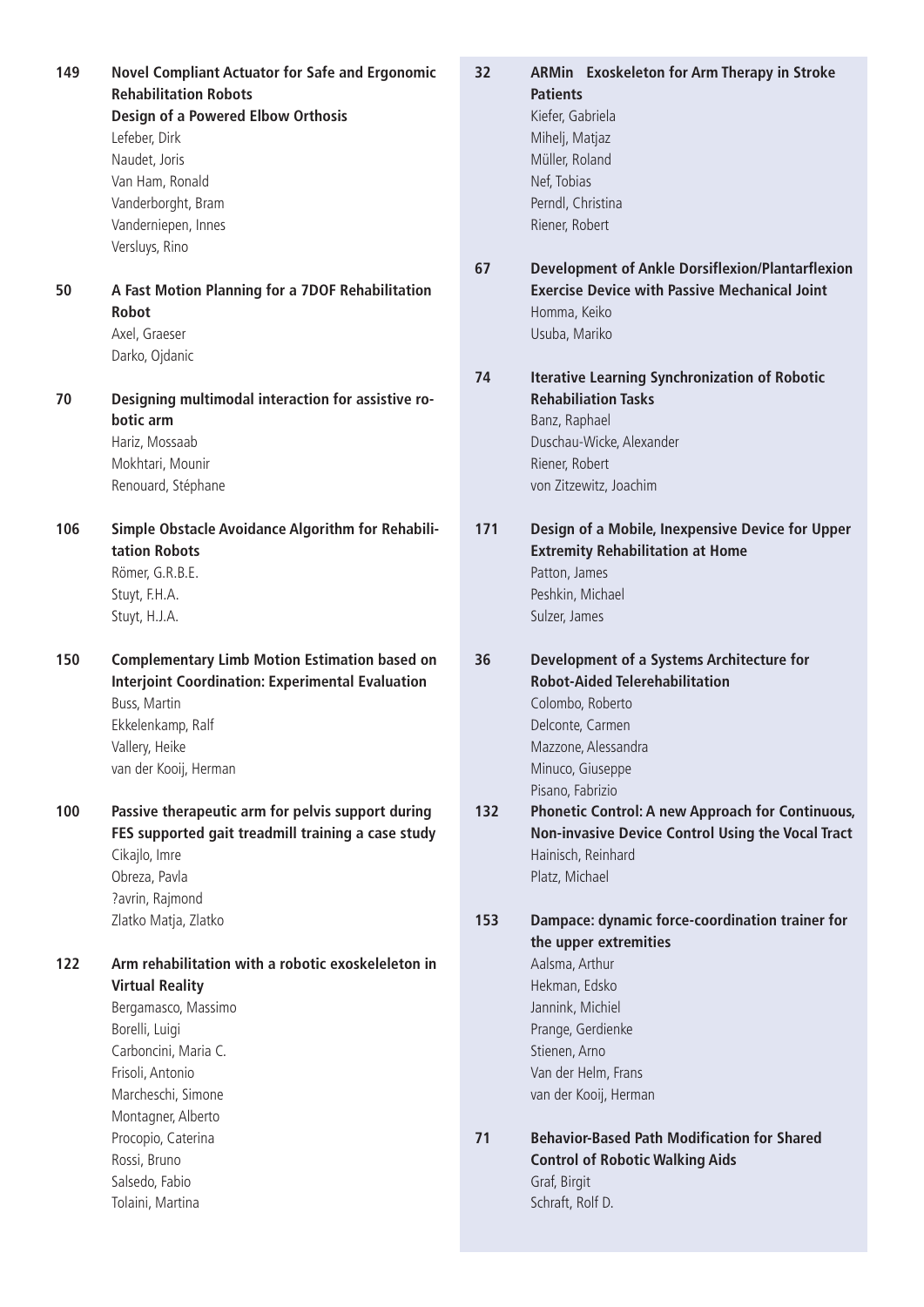**149** **Novel Compliant Actuator for Safe and Ergonomic Rehabilitation Robots**
**Design of a Powered Elbow Orthosis**
Lefeber, Dirk
Naudet, Joris
Van Ham, Ronald
Vanderborght, Bram
Vanderniepen, Innes
Versluys, Rino

**50** **A Fast Motion Planning for a 7DOF Rehabilitation Robot**
Axel, Graeser
Darko, Ojdanic

**70** **Designing multimodal interaction for assistive robotic arm**
Hariz, Mossaab
Mokhtari, Mounir
Renouard, Stéphane

**106** **Simple Obstacle Avoidance Algorithm for Rehabilitation Robots**
Römer, G.R.B.E.
Stuyt, F.H.A.
Stuyt, H.J.A.

**150** **Complementary Limb Motion Estimation based on Interjoint Coordination: Experimental Evaluation**
Buss, Martin
Ekkelenkamp, Ralf
Vallery, Heike
van der Kooij, Herman

**100** **Passive therapeutic arm for pelvis support during FES supported gait treadmill training a case study**
Cikajlo, Imre
Obreza, Pavla
?avrin, Rajmond
Zlatko Matja, Zlatko

**122** **Arm rehabilitation with a robotic exoskeleleton in Virtual Reality**
Bergamasco, Massimo
Borelli, Luigi
Carboncini, Maria C.
Frisoli, Antonio
Marcheschi, Simone
Montagner, Alberto
Procopio, Caterina
Rossi, Bruno
Salsedo, Fabio
Tolaini, Martina

**32** **ARMin Exoskeleton for Arm Therapy in Stroke Patients**
Kiefer, Gabriela
Mihelj, Matjaz
Müller, Roland
Nef, Tobias
Perndl, Christina
Riener, Robert

**67** **Development of Ankle Dorsiflexion/Plantarflexion Exercise Device with Passive Mechanical Joint**
Homma, Keiko
Usuba, Mariko

**74** **Iterative Learning Synchronization of Robotic Rehabiliation Tasks**
Banz, Raphael
Duschau-Wicke, Alexander
Riener, Robert
von Zitzewitz, Joachim

**171** **Design of a Mobile, Inexpensive Device for Upper Extremity Rehabilitation at Home**
Patton, James
Peshkin, Michael
Sulzer, James

**36** **Development of a Systems Architecture for Robot-Aided Telerehabilitation**
Colombo, Roberto
Delconte, Carmen
Mazzone, Alessandra
Minuco, Giuseppe
Pisano, Fabrizio

**132** **Phonetic Control: A new Approach for Continuous, Non-invasive Device Control Using the Vocal Tract**
Hainisch, Reinhard
Platz, Michael

**153** **Dampace: dynamic force-coordination trainer for the upper extremities**
Aalsma, Arthur
Hekman, Edsko
Jannink, Michiel
Prange, Gerdienke
Stienen, Arno
Van der Helm, Frans
van der Kooij, Herman

**71** **Behavior-Based Path Modification for Shared Control of Robotic Walking Aids**
Graf, Birgit
Schraft, Rolf D.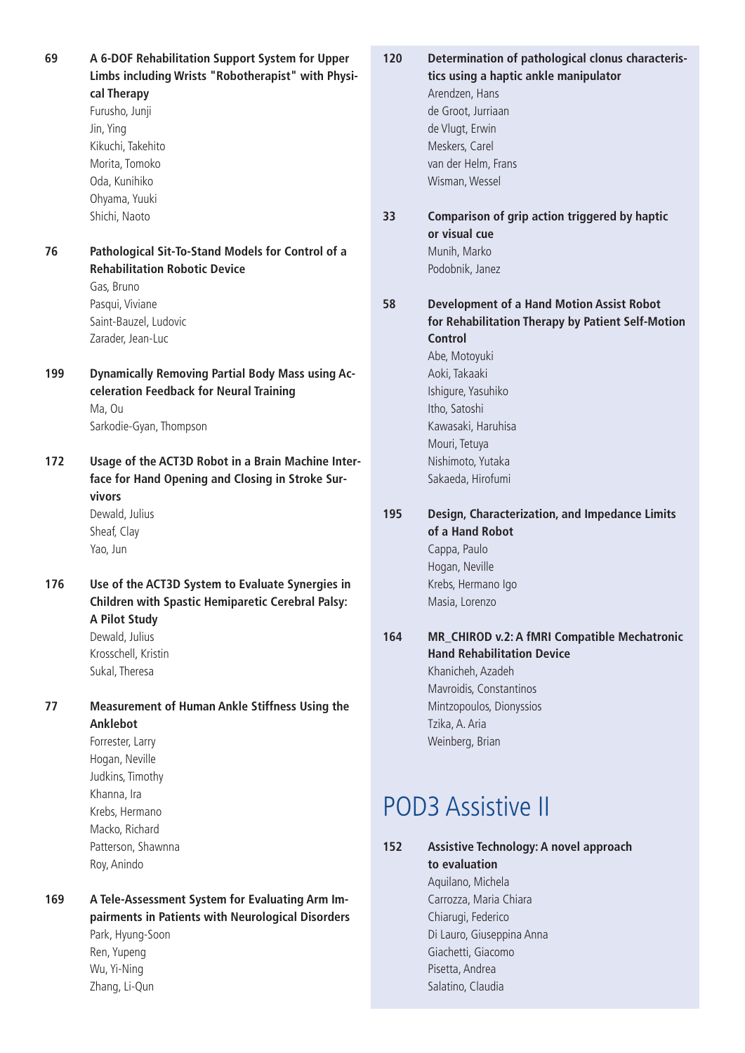**69** **A 6-DOF Rehabilitation Support System for Upper Limbs including Wrists "Robotherapist" with Physical Therapy**
Furusho, Junji
Jin, Ying
Kikuchi, Takehito
Morita, Tomoko
Oda, Kunihiko
Ohyama, Yuuki
Shichi, Naoto

**76** **Pathological Sit-To-Stand Models for Control of a Rehabilitation Robotic Device**
Gas, Bruno
Pasqui, Viviane
Saint-Bauzel, Ludovic
Zarader, Jean-Luc

**199** **Dynamically Removing Partial Body Mass using Acceleration Feedback for Neural Training**
Ma, Ou
Sarkodie-Gyan, Thompson

**172** **Usage of the ACT3D Robot in a Brain Machine Interface for Hand Opening and Closing in Stroke Survivors**
Dewald, Julius
Sheaf, Clay
Yao, Jun

**176** **Use of the ACT3D System to Evaluate Synergies in Children with Spastic Hemiparetic Cerebral Palsy: A Pilot Study**
Dewald, Julius
Krosschell, Kristin
Sukal, Theresa

**77** **Measurement of Human Ankle Stiffness Using the Anklebot**
Forrester, Larry
Hogan, Neville
Judkins, Timothy
Khanna, Ira
Krebs, Hermano
Macko, Richard
Patterson, Shawnna
Roy, Anindo

**169** **A Tele-Assessment System for Evaluating Arm Impairments in Patients with Neurological Disorders**
Park, Hyung-Soon
Ren, Yupeng
Wu, Yi-Ning
Zhang, Li-Qun

**120** **Determination of pathological clonus characteristics using a haptic ankle manipulator**
Arendzen, Hans
de Groot, Jurriaan
de Vlugt, Erwin
Meskers, Carel
van der Helm, Frans
Wisman, Wessel

**33** **Comparison of grip action triggered by haptic or visual cue**
Munih, Marko
Podobnik, Janez

**58** **Development of a Hand Motion Assist Robot for Rehabilitation Therapy by Patient Self-Motion Control**
Abe, Motoyuki
Aoki, Takaaki
Ishigure, Yasuhiko
Itho, Satoshi
Kawasaki, Haruhisa
Mouri, Tetuya
Nishimoto, Yutaka
Sakaeda, Hirofumi

**195** **Design, Characterization, and Impedance Limits of a Hand Robot**
Cappa, Paulo
Hogan, Neville
Krebs, Hermano Igo
Masia, Lorenzo

**164** **MR_CHIROD v.2: A fMRI Compatible Mechatronic Hand Rehabilitation Device**
Khanicheh, Azadeh
Mavroidis, Constantinos
Mintzopoulos, Dionyssios
Tzika, A. Aria
Weinberg, Brian

# POD3 Assistive II

**152** **Assistive Technology: A novel approach to evaluation**
Aquilano, Michela
Carrozza, Maria Chiara
Chiarugi, Federico
Di Lauro, Giuseppina Anna
Giachetti, Giacomo
Pisetta, Andrea
Salatino, Claudia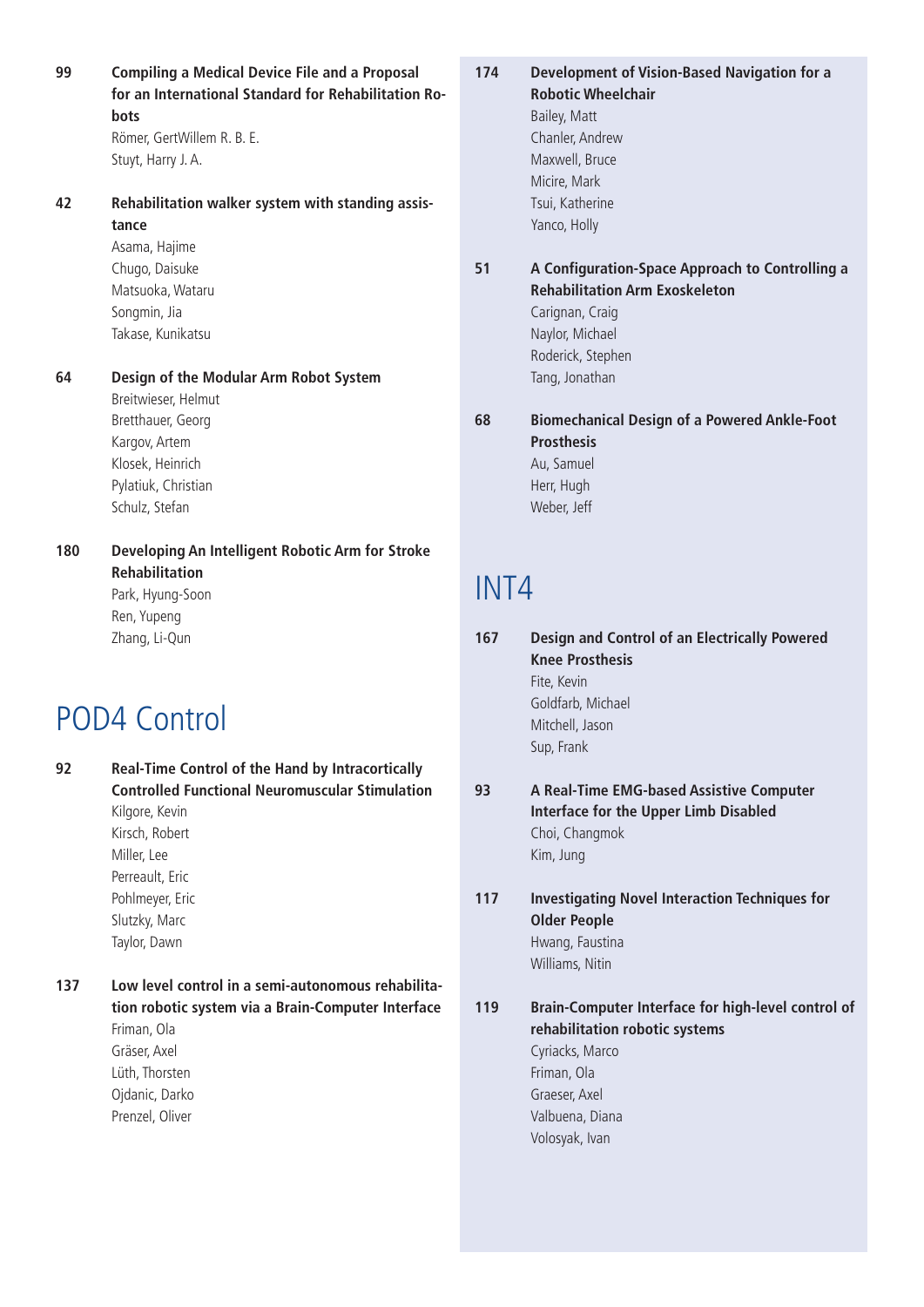**99** **Compiling a Medical Device File and a Proposal for an International Standard for Rehabilitation Robots**
Römer, GertWillem R. B. E.
Stuyt, Harry J. A.

**42** **Rehabilitation walker system with standing assistance**
Asama, Hajime
Chugo, Daisuke
Matsuoka, Wataru
Songmin, Jia
Takase, Kunikatsu

**64** **Design of the Modular Arm Robot System**
Breitwieser, Helmut
Bretthauer, Georg
Kargov, Artem
Klosek, Heinrich
Pylatiuk, Christian
Schulz, Stefan

**180** **Developing An Intelligent Robotic Arm for Stroke Rehabilitation**
Park, Hyung-Soon
Ren, Yupeng
Zhang, Li-Qun

# POD4 Control

**92** **Real-Time Control of the Hand by Intracortically Controlled Functional Neuromuscular Stimulation**
Kilgore, Kevin
Kirsch, Robert
Miller, Lee
Perreault, Eric
Pohlmeyer, Eric
Slutzky, Marc
Taylor, Dawn

**137** **Low level control in a semi-autonomous rehabilitation robotic system via a Brain-Computer Interface**
Friman, Ola
Gräser, Axel
Lüth, Thorsten
Ojdanic, Darko
Prenzel, Oliver

**174** **Development of Vision-Based Navigation for a Robotic Wheelchair**
Bailey, Matt
Chanler, Andrew
Maxwell, Bruce
Micire, Mark
Tsui, Katherine
Yanco, Holly

**51** **A Configuration-Space Approach to Controlling a Rehabilitation Arm Exoskeleton**
Carignan, Craig
Naylor, Michael
Roderick, Stephen
Tang, Jonathan

**68** **Biomechanical Design of a Powered Ankle-Foot Prosthesis**
Au, Samuel
Herr, Hugh
Weber, Jeff

# INT4

**167** **Design and Control of an Electrically Powered Knee Prosthesis**
Fite, Kevin
Goldfarb, Michael
Mitchell, Jason
Sup, Frank

**93** **A Real-Time EMG-based Assistive Computer Interface for the Upper Limb Disabled**
Choi, Changmok
Kim, Jung

**117** **Investigating Novel Interaction Techniques for Older People**
Hwang, Faustina
Williams, Nitin

**119** **Brain-Computer Interface for high-level control of rehabilitation robotic systems**
Cyriacks, Marco
Friman, Ola
Graeser, Axel
Valbuena, Diana
Volosyak, Ivan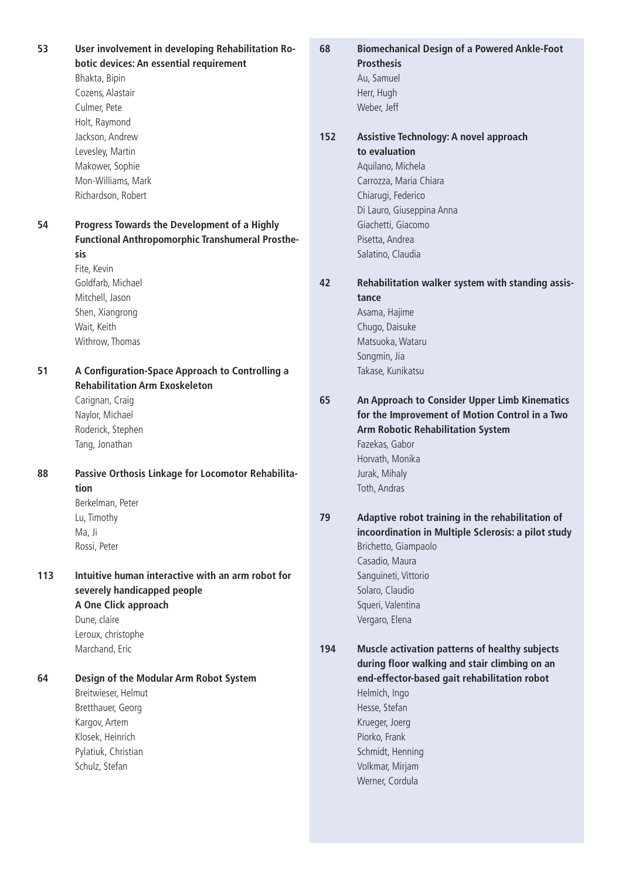**53** **User involvement in developing Rehabilitation Robotic devices: An essential requirement**
Bhakta, Bipin
Cozens, Alastair
Culmer, Pete
Holt, Raymond
Jackson, Andrew
Levesley, Martin
Makower, Sophie
Mon-Williams, Mark
Richardson, Robert

**54** **Progress Towards the Development of a Highly Functional Anthropomorphic Transhumeral Prosthesis**
Fite, Kevin
Goldfarb, Michael
Mitchell, Jason
Shen, Xiangrong
Wait, Keith
Withrow, Thomas

**51** **A Configuration-Space Approach to Controlling a Rehabilitation Arm Exoskeleton**
Carignan, Craig
Naylor, Michael
Roderick, Stephen
Tang, Jonathan

**88** **Passive Orthosis Linkage for Locomotor Rehabilitation**
Berkelman, Peter
Lu, Timothy
Ma, Ji
Rossi, Peter

**113** **Intuitive human interactive with an arm robot for severely handicapped people A One Click approach**
Dune, claire
Leroux, christophe
Marchand, Eric

**64** **Design of the Modular Arm Robot System**
Breitwieser, Helmut
Bretthauer, Georg
Kargov, Artem
Klosek, Heinrich
Pylatiuk, Christian
Schulz, Stefan

**68** **Biomechanical Design of a Powered Ankle-Foot Prosthesis**
Au, Samuel
Herr, Hugh
Weber, Jeff

**152** **Assistive Technology: A novel approach to evaluation**
Aquilano, Michela
Carrozza, Maria Chiara
Chiarugi, Federico
Di Lauro, Giuseppina Anna
Giachetti, Giacomo
Pisetta, Andrea
Salatino, Claudia

**42** **Rehabilitation walker system with standing assistance**
Asama, Hajime
Chugo, Daisuke
Matsuoka, Wataru
Songmin, Jia
Takase, Kunikatsu

**65** **An Approach to Consider Upper Limb Kinematics for the Improvement of Motion Control in a Two Arm Robotic Rehabilitation System**
Fazekas, Gabor
Horvath, Monika
Jurak, Mihaly
Toth, Andras

**79** **Adaptive robot training in the rehabilitation of incoordination in Multiple Sclerosis: a pilot study**
Brichetto, Giampaolo
Casadio, Maura
Sanguineti, Vittorio
Solaro, Claudio
Squeri, Valentina
Vergaro, Elena

**194** **Muscle activation patterns of healthy subjects during floor walking and stair climbing on an end-effector-based gait rehabilitation robot**
Helmich, Ingo
Hesse, Stefan
Krueger, Joerg
Piorko, Frank
Schmidt, Henning
Volkmar, Mirjam
Werner, Cordula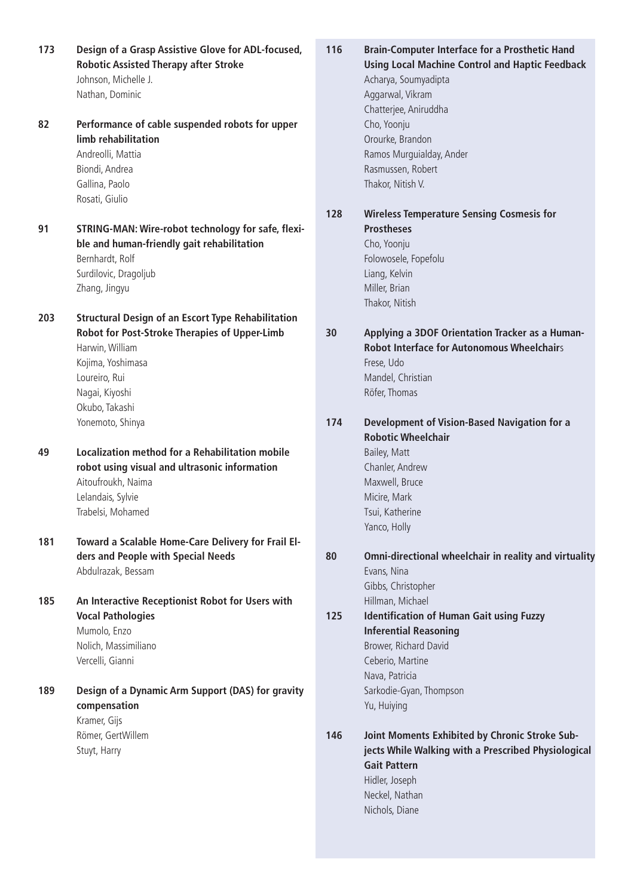**173** **Design of a Grasp Assistive Glove for ADL-focused, Robotic Assisted Therapy after Stroke**
Johnson, Michelle J.
Nathan, Dominic

**82** **Performance of cable suspended robots for upper limb rehabilitation**
Andreolli, Mattia
Biondi, Andrea
Gallina, Paolo
Rosati, Giulio

**91** **STRING-MAN: Wire-robot technology for safe, flexible and human-friendly gait rehabilitation**
Bernhardt, Rolf
Surdilovic, Dragoljub
Zhang, Jingyu

**203** **Structural Design of an Escort Type Rehabilitation Robot for Post-Stroke Therapies of Upper-Limb**
Harwin, William
Kojima, Yoshimasa
Loureiro, Rui
Nagai, Kiyoshi
Okubo, Takashi
Yonemoto, Shinya

**49** **Localization method for a Rehabilitation mobile robot using visual and ultrasonic information**
Aitoufroukh, Naima
Lelandais, Sylvie
Trabelsi, Mohamed

**181** **Toward a Scalable Home-Care Delivery for Frail Elders and People with Special Needs**
Abdulrazak, Bessam

**185** **An Interactive Receptionist Robot for Users with Vocal Pathologies**
Mumolo, Enzo
Nolich, Massimiliano
Vercelli, Gianni

**189** **Design of a Dynamic Arm Support (DAS) for gravity compensation**
Kramer, Gijs
Römer, GertWillem
Stuyt, Harry

**116** **Brain-Computer Interface for a Prosthetic Hand Using Local Machine Control and Haptic Feedback**
Acharya, Soumyadipta
Aggarwal, Vikram
Chatterjee, Aniruddha
Cho, Yoonju
Orourke, Brandon
Ramos Murguialday, Ander
Rasmussen, Robert
Thakor, Nitish V.

**128** **Wireless Temperature Sensing Cosmesis for Prostheses**
Cho, Yoonju
Folowosele, Fopefolu
Liang, Kelvin
Miller, Brian
Thakor, Nitish

**30** **Applying a 3DOF Orientation Tracker as a Human-Robot Interface for Autonomous Wheelchairs**
Frese, Udo
Mandel, Christian
Röfer, Thomas

**174** **Development of Vision-Based Navigation for a Robotic Wheelchair**
Bailey, Matt
Chanler, Andrew
Maxwell, Bruce
Micire, Mark
Tsui, Katherine
Yanco, Holly

**80** **Omni-directional wheelchair in reality and virtuality**
Evans, Nina
Gibbs, Christopher
Hillman, Michael

**125** **Identification of Human Gait using Fuzzy Inferential Reasoning**
Brower, Richard David
Ceberio, Martine
Nava, Patricia
Sarkodie-Gyan, Thompson
Yu, Huiying

**146** **Joint Moments Exhibited by Chronic Stroke Subjects While Walking with a Prescribed Physiological Gait Pattern**
Hidler, Joseph
Neckel, Nathan
Nichols, Diane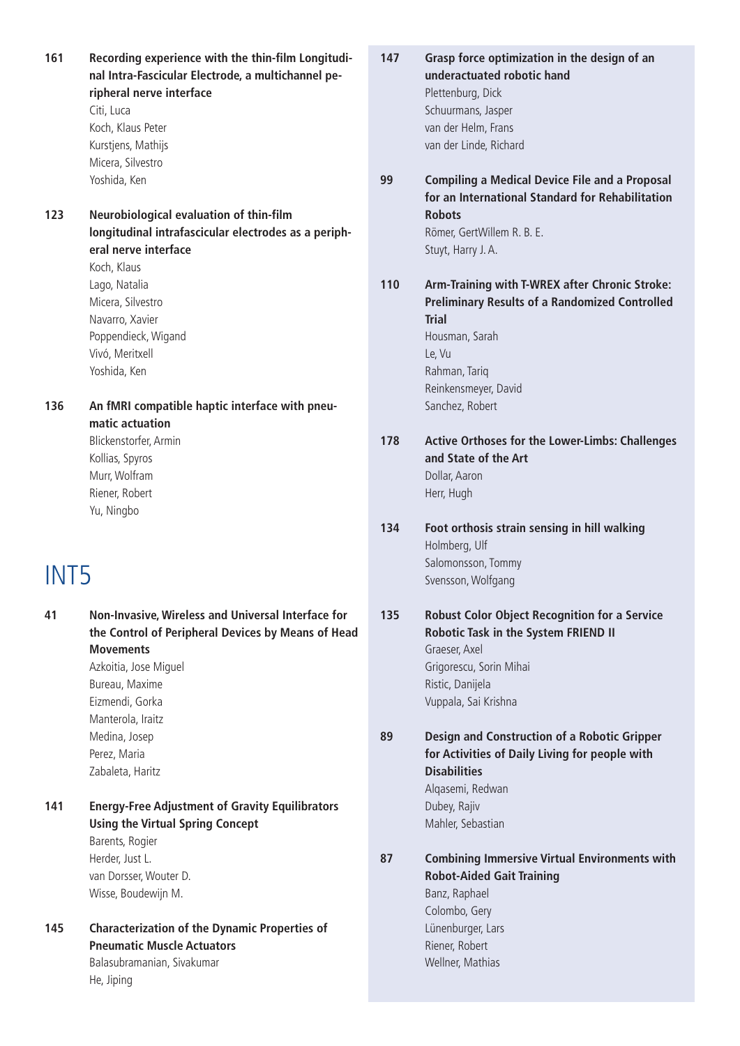**161** **Recording experience with the thin-film Longitudinal Intra-Fascicular Electrode, a multichannel peripheral nerve interface**
Citi, Luca
Koch, Klaus Peter
Kurstjens, Mathijs
Micera, Silvestro
Yoshida, Ken

**123** **Neurobiological evaluation of thin-film longitudinal intrafascicular electrodes as a peripheral nerve interface**
Koch, Klaus
Lago, Natalia
Micera, Silvestro
Navarro, Xavier
Poppendieck, Wigand
Vivó, Meritxell
Yoshida, Ken

**136** **An fMRI compatible haptic interface with pneumatic actuation**
Blickenstorfer, Armin
Kollias, Spyros
Murr, Wolfram
Riener, Robert
Yu, Ningbo

# INT5

**41** **Non-Invasive, Wireless and Universal Interface for the Control of Peripheral Devices by Means of Head Movements**
Azkoitia, Jose Miguel
Bureau, Maxime
Eizmendi, Gorka
Manterola, Iraitz
Medina, Josep
Perez, Maria
Zabaleta, Haritz

**141** **Energy-Free Adjustment of Gravity Equilibrators Using the Virtual Spring Concept**
Barents, Rogier
Herder, Just L.
van Dorsser, Wouter D.
Wisse, Boudewijn M.

**145** **Characterization of the Dynamic Properties of Pneumatic Muscle Actuators**
Balasubramanian, Sivakumar
He, Jiping

**147** **Grasp force optimization in the design of an underactuated robotic hand**
Plettenburg, Dick
Schuurmans, Jasper
van der Helm, Frans
van der Linde, Richard

**99** **Compiling a Medical Device File and a Proposal for an International Standard for Rehabilitation Robots**
Römer, GertWillem R. B. E.
Stuyt, Harry J. A.

**110** **Arm-Training with T-WREX after Chronic Stroke: Preliminary Results of a Randomized Controlled Trial**
Housman, Sarah
Le, Vu
Rahman, Tariq
Reinkensmeyer, David
Sanchez, Robert

**178** **Active Orthoses for the Lower-Limbs: Challenges and State of the Art**
Dollar, Aaron
Herr, Hugh

**134** **Foot orthosis strain sensing in hill walking**
Holmberg, Ulf
Salomonsson, Tommy
Svensson, Wolfgang

**135** **Robust Color Object Recognition for a Service Robotic Task in the System FRIEND II**
Graeser, Axel
Grigorescu, Sorin Mihai
Ristic, Danijela
Vuppala, Sai Krishna

**89** **Design and Construction of a Robotic Gripper for Activities of Daily Living for people with Disabilities**
Alqasemi, Redwan
Dubey, Rajiv
Mahler, Sebastian

**87** **Combining Immersive Virtual Environments with Robot-Aided Gait Training**
Banz, Raphael
Colombo, Gery
Lünenburger, Lars
Riener, Robert
Wellner, Mathias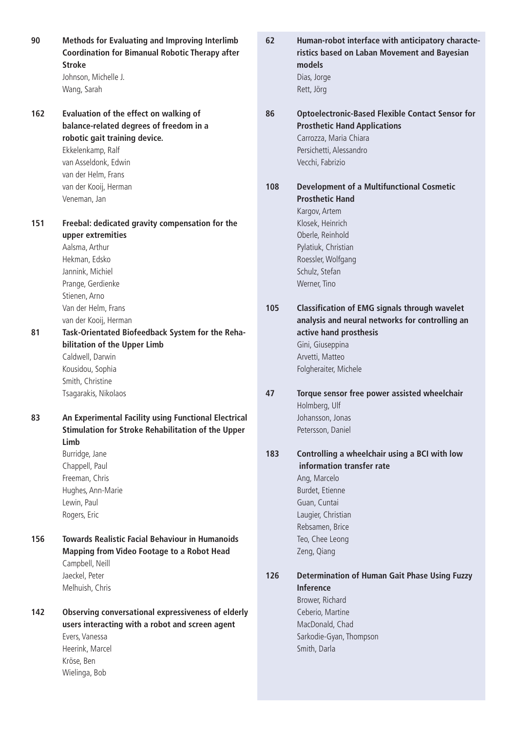**90** **Methods for Evaluating and Improving Interlimb Coordination for Bimanual Robotic Therapy after Stroke**
Johnson, Michelle J.
Wang, Sarah

**162** **Evaluation of the effect on walking of balance-related degrees of freedom in a robotic gait training device.**
Ekkelenkamp, Ralf
van Asseldonk, Edwin
van der Helm, Frans
van der Kooij, Herman
Veneman, Jan

**151** **Freebal: dedicated gravity compensation for the upper extremities**
Aalsma, Arthur
Hekman, Edsko
Jannink, Michiel
Prange, Gerdienke
Stienen, Arno
Van der Helm, Frans
van der Kooij, Herman

**81** **Task-Orientated Biofeedback System for the Rehabilitation of the Upper Limb**
Caldwell, Darwin
Kousidou, Sophia
Smith, Christine
Tsagarakis, Nikolaos

**83** **An Experimental Facility using Functional Electrical Stimulation for Stroke Rehabilitation of the Upper Limb**
Burridge, Jane
Chappell, Paul
Freeman, Chris
Hughes, Ann-Marie
Lewin, Paul
Rogers, Eric

**156** **Towards Realistic Facial Behaviour in Humanoids Mapping from Video Footage to a Robot Head**
Campbell, Neill
Jaeckel, Peter
Melhuish, Chris

**142** **Observing conversational expressiveness of elderly users interacting with a robot and screen agent**
Evers, Vanessa
Heerink, Marcel
Kröse, Ben
Wielinga, Bob

**62** **Human-robot interface with anticipatory characteristics based on Laban Movement and Bayesian models**
Dias, Jorge
Rett, Jörg

**86** **Optoelectronic-Based Flexible Contact Sensor for Prosthetic Hand Applications**
Carrozza, Maria Chiara
Persichetti, Alessandro
Vecchi, Fabrizio

**108** **Development of a Multifunctional Cosmetic Prosthetic Hand**
Kargov, Artem
Klosek, Heinrich
Oberle, Reinhold
Pylatiuk, Christian
Roessler, Wolfgang
Schulz, Stefan
Werner, Tino

**105** **Classification of EMG signals through wavelet analysis and neural networks for controlling an active hand prosthesis**
Gini, Giuseppina
Arvetti, Matteo
Folgheraiter, Michele

**47** **Torque sensor free power assisted wheelchair**
Holmberg, Ulf
Johansson, Jonas
Petersson, Daniel

**183** **Controlling a wheelchair using a BCI with low information transfer rate**
Ang, Marcelo
Burdet, Etienne
Guan, Cuntai
Laugier, Christian
Rebsamen, Brice
Teo, Chee Leong
Zeng, Qiang

**126** **Determination of Human Gait Phase Using Fuzzy Inference**
Brower, Richard
Ceberio, Martine
MacDonald, Chad
Sarkodie-Gyan, Thompson
Smith, Darla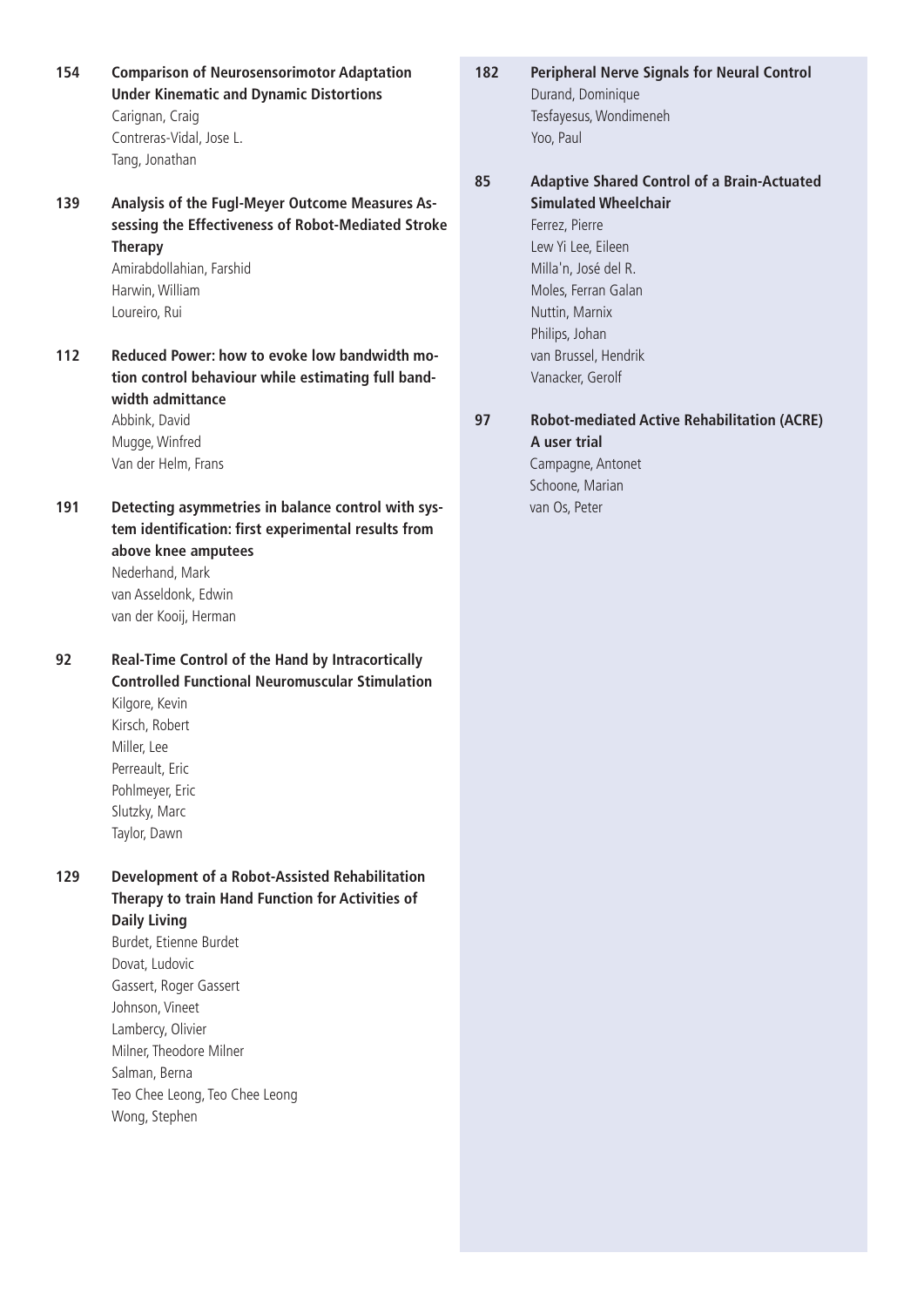**154** **Comparison of Neurosensorimotor Adaptation Under Kinematic and Dynamic Distortions**
Carignan, Craig
Contreras-Vidal, Jose L.
Tang, Jonathan

**139** **Analysis of the Fugl-Meyer Outcome Measures Assessing the Effectiveness of Robot-Mediated Stroke Therapy**
Amirabdollahian, Farshid
Harwin, William
Loureiro, Rui

**112** **Reduced Power: how to evoke low bandwidth motion control behaviour while estimating full bandwidth admittance**
Abbink, David
Mugge, Winfred
Van der Helm, Frans

**191** **Detecting asymmetries in balance control with system identification: first experimental results from above knee amputees**
Nederhand, Mark
van Asseldonk, Edwin
van der Kooij, Herman

**92** **Real-Time Control of the Hand by Intracortically Controlled Functional Neuromuscular Stimulation**
Kilgore, Kevin
Kirsch, Robert
Miller, Lee
Perreault, Eric
Pohlmeyer, Eric
Slutzky, Marc
Taylor, Dawn

**129** **Development of a Robot-Assisted Rehabilitation Therapy to train Hand Function for Activities of Daily Living**
Burdet, Etienne Burdet
Dovat, Ludovic
Gassert, Roger Gassert
Johnson, Vineet
Lambercy, Olivier
Milner, Theodore Milner
Salman, Berna
Teo Chee Leong, Teo Chee Leong
Wong, Stephen

**182** **Peripheral Nerve Signals for Neural Control**
Durand, Dominique
Tesfayesus, Wondimeneh
Yoo, Paul

**85** **Adaptive Shared Control of a Brain-Actuated Simulated Wheelchair**
Ferrez, Pierre
Lew Yi Lee, Eileen
Milla'n, José del R.
Moles, Ferran Galan
Nuttin, Marnix
Philips, Johan
van Brussel, Hendrik
Vanacker, Gerolf

**97** **Robot-mediated Active Rehabilitation (ACRE) A user trial**
Campagne, Antonet
Schoone, Marian
van Os, Peter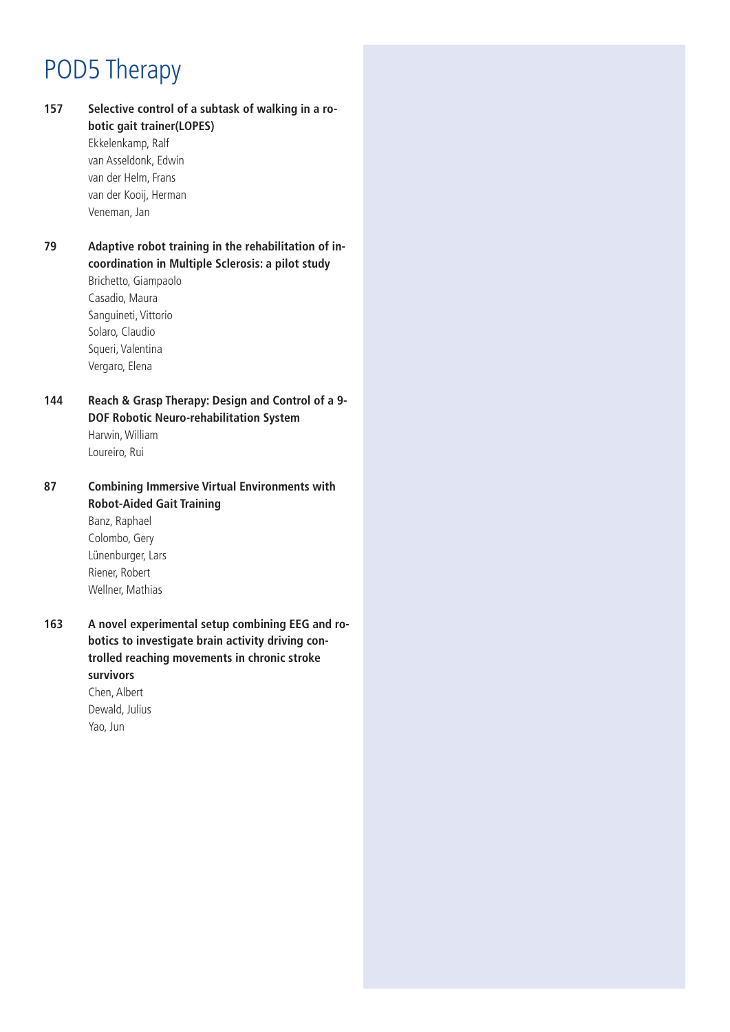# POD5 Therapy

**157** **Selective control of a subtask of walking in a robotic gait trainer(LOPES)**
Ekkelenkamp, Ralf
van Asseldonk, Edwin
van der Helm, Frans
van der Kooij, Herman
Veneman, Jan

**79** **Adaptive robot training in the rehabilitation of incoordination in Multiple Sclerosis: a pilot study**
Brichetto, Giampaolo
Casadio, Maura
Sanguineti, Vittorio
Solaro, Claudio
Squeri, Valentina
Vergaro, Elena

**144** **Reach & Grasp Therapy: Design and Control of a 9-DOF Robotic Neuro-rehabilitation System**
Harwin, William
Loureiro, Rui

**87** **Combining Immersive Virtual Environments with Robot-Aided Gait Training**
Banz, Raphael
Colombo, Gery
Lünenburger, Lars
Riener, Robert
Wellner, Mathias

**163** **A novel experimental setup combining EEG and robotics to investigate brain activity driving controlled reaching movements in chronic stroke survivors**
Chen, Albert
Dewald, Julius
Yao, Jun